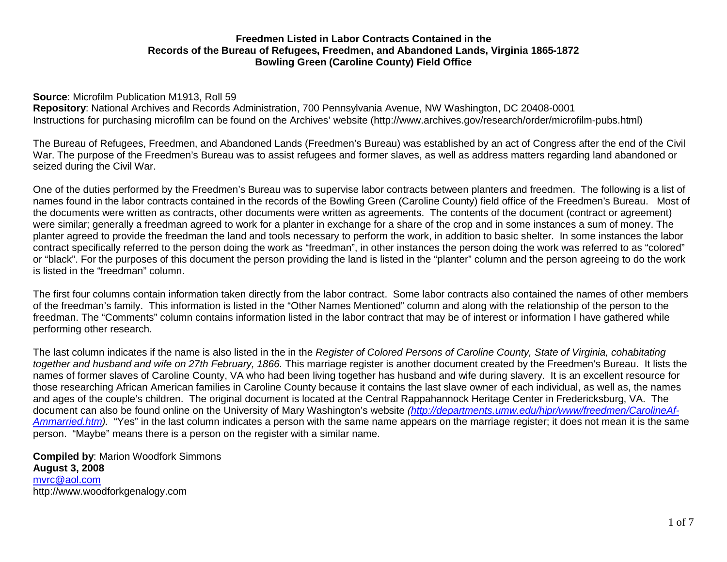# Freedmen Listed in Labor Contracts Contained in the Records of the Bureau of Refugees, Freedmen, and Abandoned Lands, Virginia 1865-1872
## Bowling Green (Caroline County) Field Office

**Source**: Microfilm Publication M1913, Roll 59
**Repository**: National Archives and Records Administration, 700 Pennsylvania Avenue, NW Washington, DC 20408-0001
Instructions for purchasing microfilm can be found on the Archives' website (http://www.archives.gov/research/order/microfilm-pubs.html)

The Bureau of Refugees, Freedmen, and Abandoned Lands (Freedmen's Bureau) was established by an act of Congress after the end of the Civil War. The purpose of the Freedmen's Bureau was to assist refugees and former slaves, as well as address matters regarding land abandoned or seized during the Civil War.

One of the duties performed by the Freedmen's Bureau was to supervise labor contracts between planters and freedmen. The following is a list of names found in the labor contracts contained in the records of the Bowling Green (Caroline County) field office of the Freedmen's Bureau. Most of the documents were written as contracts, other documents were written as agreements. The contents of the document (contract or agreement) were similar; generally a freedman agreed to work for a planter in exchange for a share of the crop and in some instances a sum of money. The planter agreed to provide the freedman the land and tools necessary to perform the work, in addition to basic shelter. In some instances the labor contract specifically referred to the person doing the work as "freedman", in other instances the person doing the work was referred to as "colored" or "black". For the purposes of this document the person providing the land is listed in the "planter" column and the person agreeing to do the work is listed in the "freedman" column.

The first four columns contain information taken directly from the labor contract. Some labor contracts also contained the names of other members of the freedman's family. This information is listed in the "Other Names Mentioned" column and along with the relationship of the person to the freedman. The "Comments" column contains information listed in the labor contract that may be of interest or information I have gathered while performing other research.

The last column indicates if the name is also listed in the in the *Register of Colored Persons of Caroline County, State of Virginia, cohabitating together and husband and wife on 27th February, 1866.* This marriage register is another document created by the Freedmen's Bureau. It lists the names of former slaves of Caroline County, VA who had been living together has husband and wife during slavery. It is an excellent resource for those researching African American families in Caroline County because it contains the last slave owner of each individual, as well as, the names and ages of the couple's children. The original document is located at the Central Rappahannock Heritage Center in Fredericksburg, VA. The document can also be found online on the University of Mary Washington's website *(http://departments.umw.edu/hipr/www/freedmen/CarolineAf-Ammarried.htm)*. "Yes" in the last column indicates a person with the same name appears on the marriage register; it does not mean it is the same person. "Maybe" means there is a person on the register with a similar name.

**Compiled by**: Marion Woodfork Simmons
**August 3, 2008**
mvrc@aol.com
http://www.woodforkgenalogy.com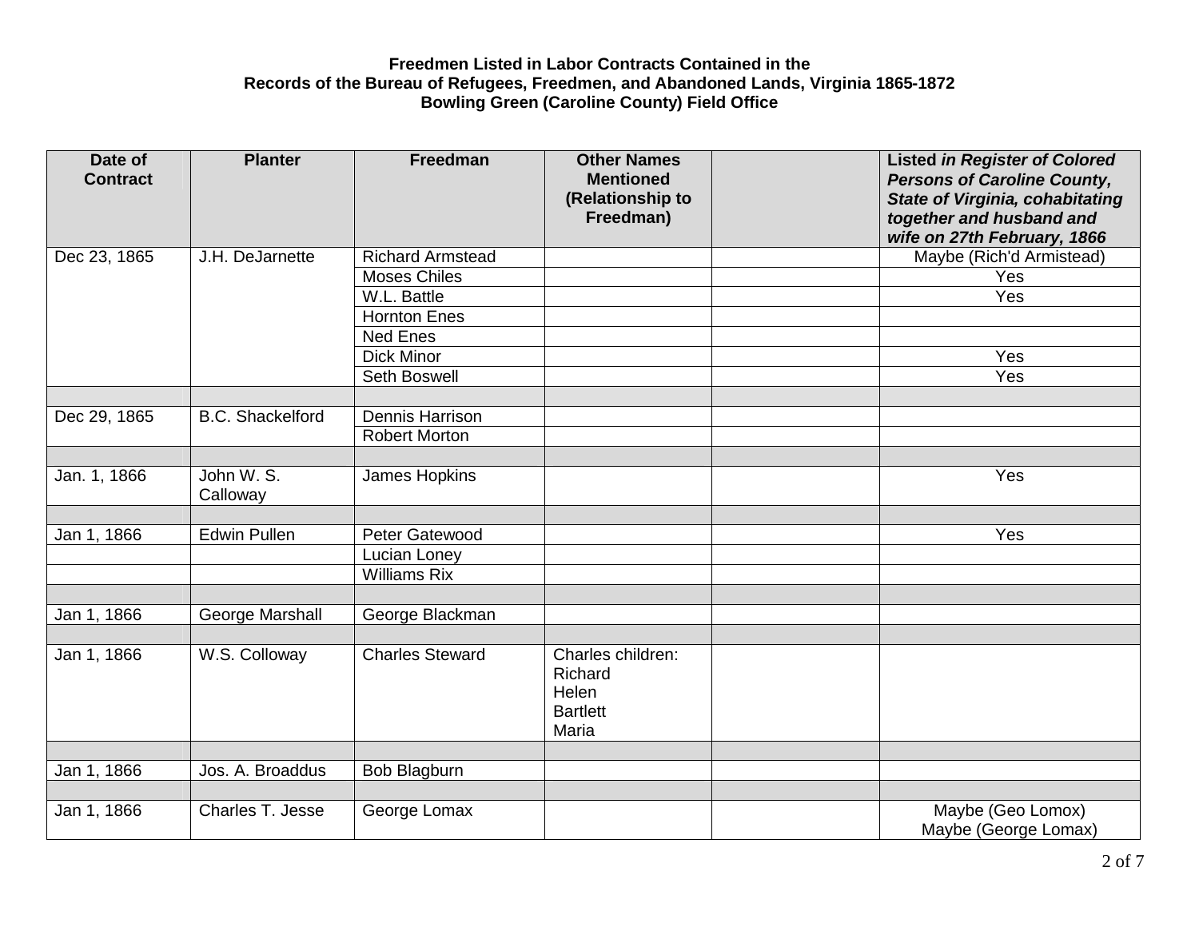**Freedmen Listed in Labor Contracts Contained in the Records of the Bureau of Refugees, Freedmen, and Abandoned Lands, Virginia 1865-1872 Bowling Green (Caroline County) Field Office**

| Date of Contract | Planter | Freedman | Other Names Mentioned (Relationship to Freedman) | | Listed *in Register of Colored Persons of Caroline County, State of Virginia, cohabitating together and husband and wife on 27th February, 1866* |
|---|---|---|---|---|---|
| Dec 23, 1865 | J.H. DeJarnette | Richard Armstead | | | Maybe (Rich'd Armistead) |
| | | Moses Chiles | | | Yes |
| | | W.L. Battle | | | Yes |
| | | Hornton Enes | | | |
| | | Ned Enes | | | |
| | | Dick Minor | | | Yes |
| | | Seth Boswell | | | Yes |
| | | | | | |
| Dec 29, 1865 | B.C. Shackelford | Dennis Harrison | | | |
| | | Robert Morton | | | |
| | | | | | |
| Jan. 1, 1866 | John W. S. Calloway | James Hopkins | | | Yes |
| | | | | | |
| Jan 1, 1866 | Edwin Pullen | Peter Gatewood | | | Yes |
| | | Lucian Loney | | | |
| | | Williams Rix | | | |
| | | | | | |
| Jan 1, 1866 | George Marshall | George Blackman | | | |
| | | | | | |
| Jan 1, 1866 | W.S. Colloway | Charles Steward | Charles children: Richard Helen Bartlett Maria | | |
| | | | | | |
| Jan 1, 1866 | Jos. A. Broaddus | Bob Blagburn | | | |
| | | | | | |
| Jan 1, 1866 | Charles T. Jesse | George Lomax | | | Maybe (Geo Lomox) Maybe (George Lomax) |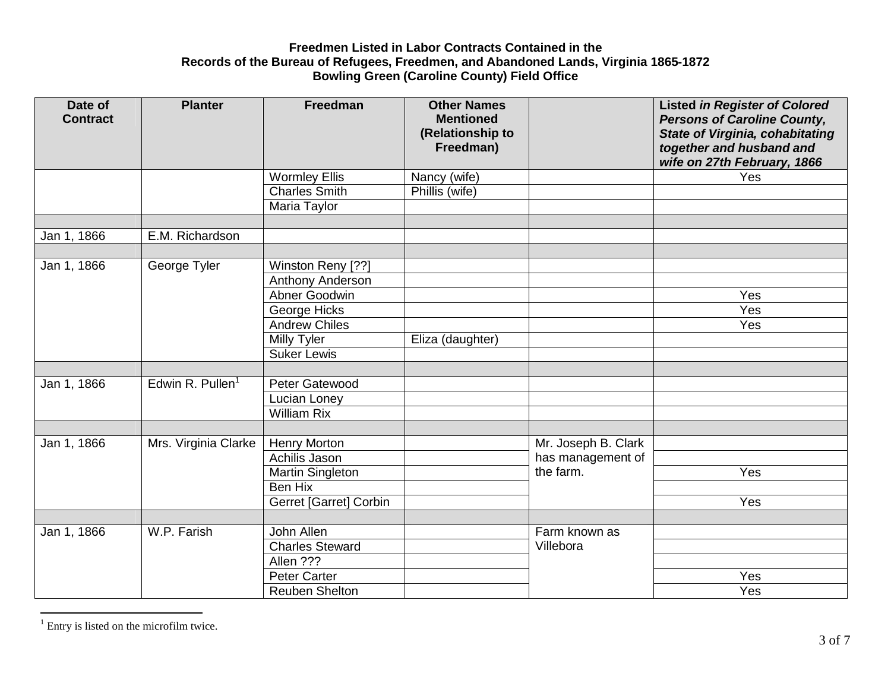**Freedmen Listed in Labor Contracts Contained in the Records of the Bureau of Refugees, Freedmen, and Abandoned Lands, Virginia 1865-1872 Bowling Green (Caroline County) Field Office**

| Date of Contract | Planter | Freedman | Other Names Mentioned (Relationship to Freedman) | | Listed *in Register of Colored Persons of Caroline County, State of Virginia, cohabitating together and husband and wife on 27th February, 1866* |
|---|---|---|---|---|---|
| | | Wormley Ellis | Nancy (wife) | | Yes |
| | | Charles Smith | Phillis (wife) | | |
| | | Maria Taylor | | | |
| | | | | | |
| Jan 1, 1866 | E.M. Richardson | | | | |
| | | | | | |
| Jan 1, 1866 | George Tyler | Winston Reny [??] | | | |
| | | Anthony Anderson | | | |
| | | Abner Goodwin | | | Yes |
| | | George Hicks | | | Yes |
| | | Andrew Chiles | | | Yes |
| | | Milly Tyler | Eliza (daughter) | | |
| | | Suker Lewis | | | |
| | | | | | |
| Jan 1, 1866 | Edwin R. Pullen[1] | Peter Gatewood | | | |
| | | Lucian Loney | | | |
| | | William Rix | | | |
| | | | | | |
| Jan 1, 1866 | Mrs. Virginia Clarke | Henry Morton | | Mr. Joseph B. Clark has management of the farm. | |
| | | Achilis Jason | | | |
| | | Martin Singleton | | | Yes |
| | | Ben Hix | | | |
| | | Gerret [Garret] Corbin | | | Yes |
| | | | | | |
| Jan 1, 1866 | W.P. Farish | John Allen | | Farm known as Villebora | |
| | | Charles Steward | | | |
| | | Allen ??? | | | |
| | | Peter Carter | | | Yes |
| | | Reuben Shelton | | | Yes |

[1] Entry is listed on the microfilm twice.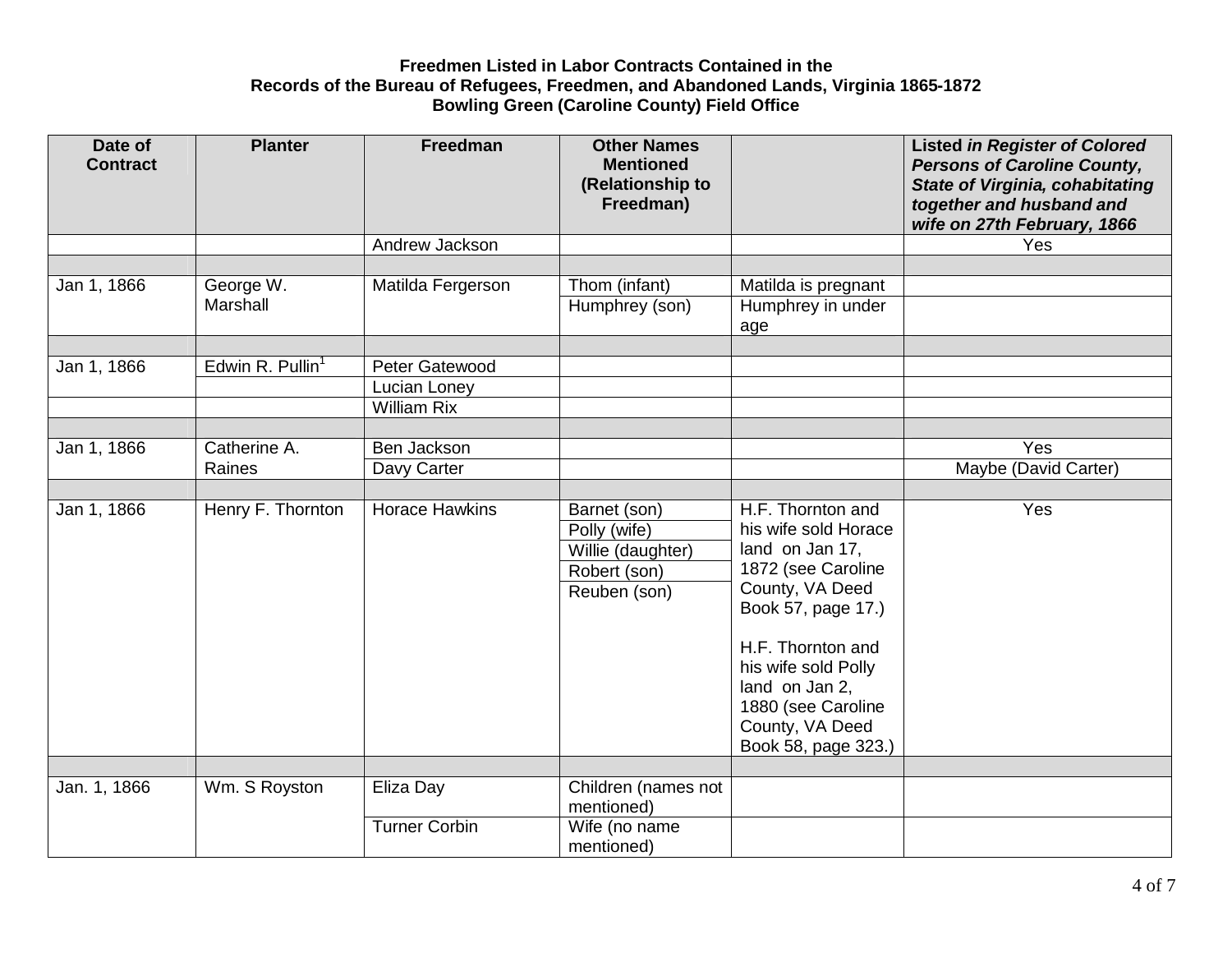**Freedmen Listed in Labor Contracts Contained in the Records of the Bureau of Refugees, Freedmen, and Abandoned Lands, Virginia 1865-1872 Bowling Green (Caroline County) Field Office**

| Date of Contract | Planter | Freedman | Other Names Mentioned (Relationship to Freedman) | | Listed *in Register of Colored Persons of Caroline County, State of Virginia, cohabitating together and husband and wife on 27th February, 1866* |
|---|---|---|---|---|---|
| | | Andrew Jackson | | | Yes |
| | | | | | |
| Jan 1, 1866 | George W. Marshall | Matilda Fergerson | Thom (infant) | Matilda is pregnant | |
| | | | Humphrey (son) | Humphrey in under age | |
| | | | | | |
| Jan 1, 1866 | Edwin R. Pullin[1] | Peter Gatewood | | | |
| | | Lucian Loney | | | |
| | | William Rix | | | |
| | | | | | |
| Jan 1, 1866 | Catherine A. Raines | Ben Jackson | | | Yes |
| | | Davy Carter | | | Maybe (David Carter) |
| | | | | | |
| Jan 1, 1866 | Henry F. Thornton | Horace Hawkins | Barnet (son) | H.F. Thornton and his wife sold Horace land on Jan 17, 1872 (see Caroline County, VA Deed Book 57, page 17.) H.F. Thornton and his wife sold Polly land on Jan 2, 1880 (see Caroline County, VA Deed Book 58, page 323.) | Yes |
| | | | Polly (wife) | | |
| | | | Willie (daughter) | | |
| | | | Robert (son) | | |
| | | | Reuben (son) | | |
| | | | | | |
| Jan. 1, 1866 | Wm. S Royston | Eliza Day | Children (names not mentioned) | | |
| | | Turner Corbin | Wife (no name mentioned) | | |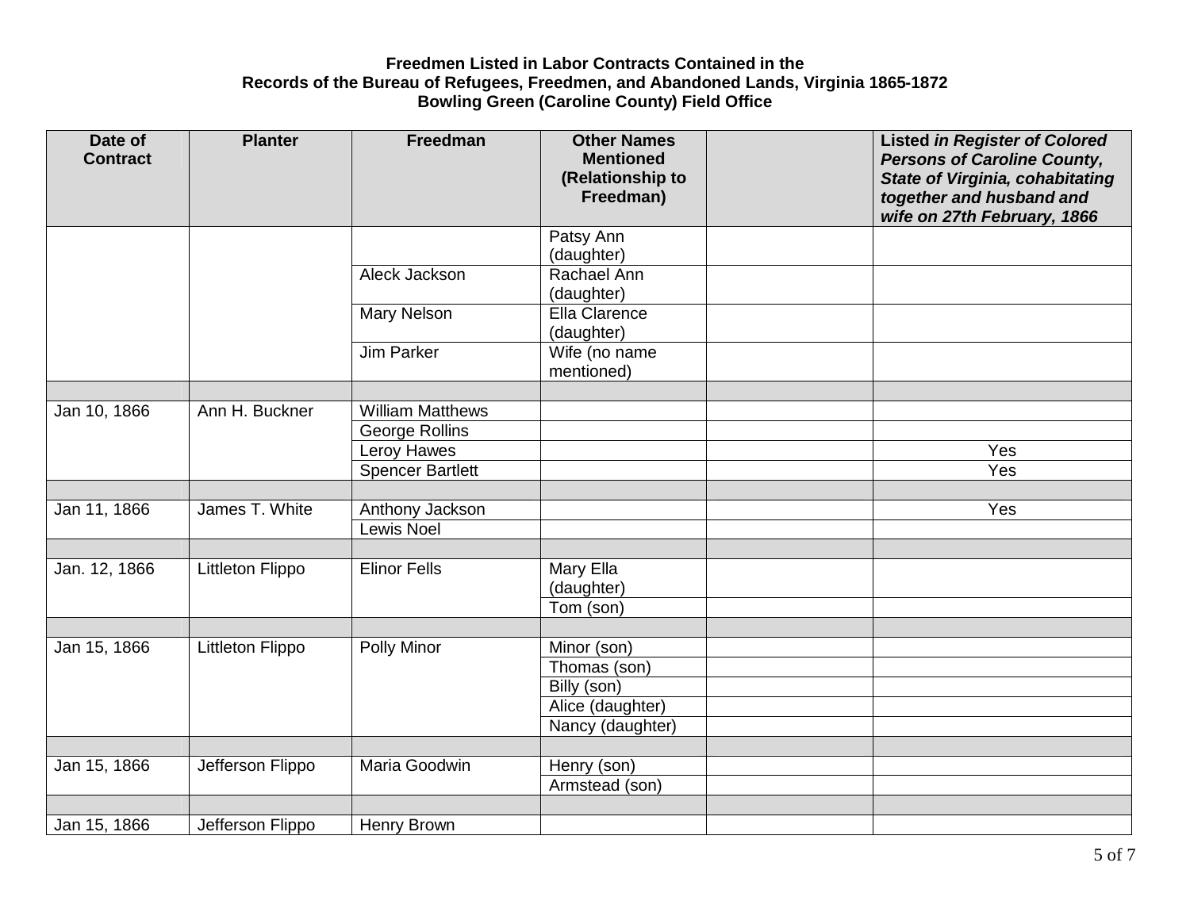**Freedmen Listed in Labor Contracts Contained in the**
**Records of the Bureau of Refugees, Freedmen, and Abandoned Lands, Virginia 1865-1872**
**Bowling Green (Caroline County) Field Office**

| Date of Contract | Planter | Freedman | Other Names Mentioned (Relationship to Freedman) | | Listed *in Register of Colored Persons of Caroline County, State of Virginia, cohabitating together and husband and wife on 27th February, 1866* |
|---|---|---|---|---|---|
| | | | Patsy Ann (daughter) | | |
| | | Aleck Jackson | Rachael Ann (daughter) | | |
| | | Mary Nelson | Ella Clarence (daughter) | | |
| | | Jim Parker | Wife (no name mentioned) | | |
| | | | | | |
| Jan 10, 1866 | Ann H. Buckner | William Matthews | | | |
| | | George Rollins | | | |
| | | Leroy Hawes | | | Yes |
| | | Spencer Bartlett | | | Yes |
| | | | | | |
| Jan 11, 1866 | James T. White | Anthony Jackson | | | Yes |
| | | Lewis Noel | | | |
| | | | | | |
| Jan. 12, 1866 | Littleton Flippo | Elinor Fells | Mary Ella (daughter) | | |
| | | | Tom (son) | | |
| | | | | | |
| Jan 15, 1866 | Littleton Flippo | Polly Minor | Minor (son) | | |
| | | | Thomas (son) | | |
| | | | Billy (son) | | |
| | | | Alice (daughter) | | |
| | | | Nancy (daughter) | | |
| | | | | | |
| Jan 15, 1866 | Jefferson Flippo | Maria Goodwin | Henry (son) | | |
| | | | Armstead (son) | | |
| | | | | | |
| Jan 15, 1866 | Jefferson Flippo | Henry Brown | | | |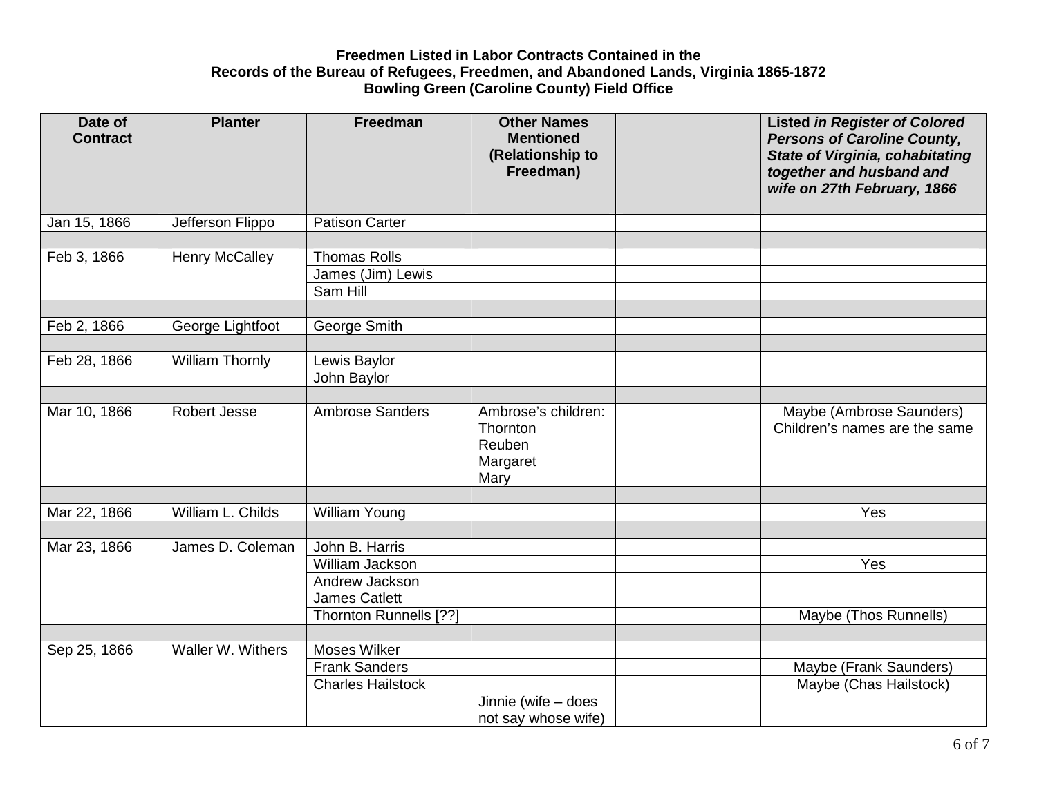**Freedmen Listed in Labor Contracts Contained in the Records of the Bureau of Refugees, Freedmen, and Abandoned Lands, Virginia 1865-1872 Bowling Green (Caroline County) Field Office**

| Date of Contract | Planter | Freedman | Other Names Mentioned (Relationship to Freedman) | | Listed *in Register of Colored Persons of Caroline County, State of Virginia, cohabitating together and husband and wife on 27th February, 1866* |
|---|---|---|---|---|---|
| | | | | | |
| Jan 15, 1866 | Jefferson Flippo | Patison Carter | | | |
| | | | | | |
| Feb 3, 1866 | Henry McCalley | Thomas Rolls | | | |
| | | James (Jim) Lewis | | | |
| | | Sam Hill | | | |
| | | | | | |
| Feb 2, 1866 | George Lightfoot | George Smith | | | |
| | | | | | |
| Feb 28, 1866 | William Thornly | Lewis Baylor | | | |
| | | John Baylor | | | |
| | | | | | |
| Mar 10, 1866 | Robert Jesse | Ambrose Sanders | Ambrose's children: Thornton Reuben Margaret Mary | | Maybe (Ambrose Saunders) Children's names are the same |
| | | | | | |
| Mar 22, 1866 | William L. Childs | William Young | | | Yes |
| | | | | | |
| Mar 23, 1866 | James D. Coleman | John B. Harris | | | |
| | | William Jackson | | | Yes |
| | | Andrew Jackson | | | |
| | | James Catlett | | | |
| | | Thornton Runnells [??] | | | Maybe (Thos Runnells) |
| | | | | | |
| Sep 25, 1866 | Waller W. Withers | Moses Wilker | | | |
| | | Frank Sanders | | | Maybe (Frank Saunders) |
| | | Charles Hailstock | | | Maybe (Chas Hailstock) |
| | | | Jinnie (wife – does not say whose wife) | | |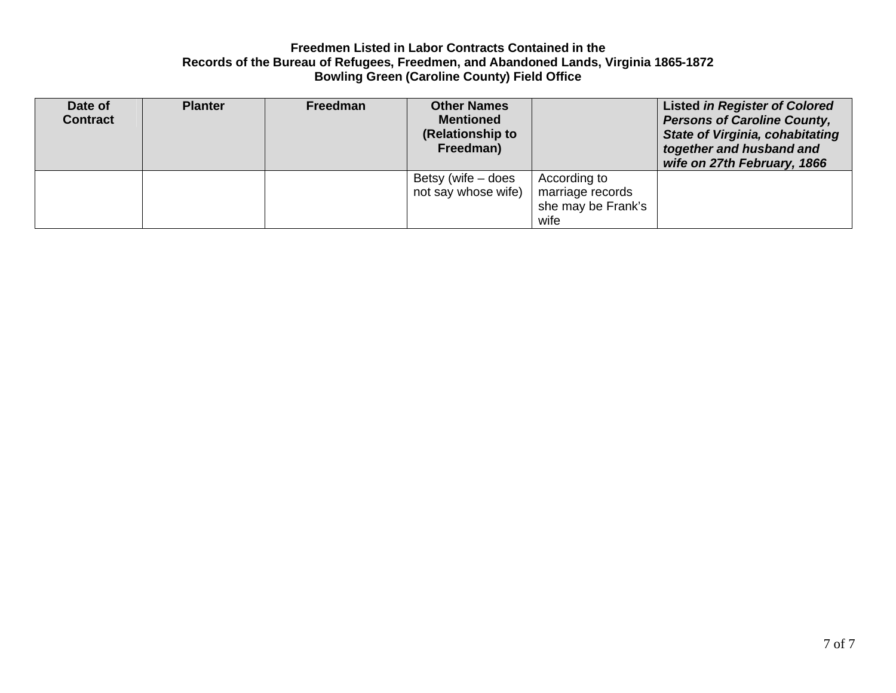**Freedmen Listed in Labor Contracts Contained in the**
**Records of the Bureau of Refugees, Freedmen, and Abandoned Lands, Virginia 1865-1872**
**Bowling Green (Caroline County) Field Office**

| Date of Contract | Planter | Freedman | Other Names Mentioned (Relationship to Freedman) | | Listed *in Register of Colored Persons of Caroline County, State of Virginia, cohabitating together and husband and wife on 27th February, 1866* |
|---|---|---|---|---|---|
| | | | Betsy (wife – does not say whose wife) | According to marriage records she may be Frank's wife | |